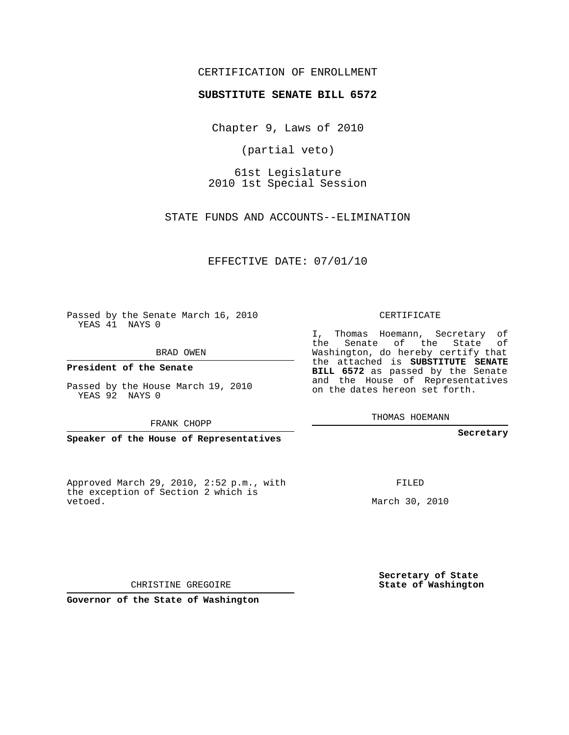CERTIFICATION OF ENROLLMENT

**SUBSTITUTE SENATE BILL 6572**

Chapter 9, Laws of 2010

(partial veto)

61st Legislature
2010 1st Special Session

STATE FUNDS AND ACCOUNTS--ELIMINATION

EFFECTIVE DATE: 07/01/10

Passed by the Senate March 16, 2010
YEAS 41 NAYS 0

BRAD OWEN

**President of the Senate**

Passed by the House March 19, 2010
YEAS 92 NAYS 0

FRANK CHOPP

**Speaker of the House of Representatives**

Approved March 29, 2010, 2:52 p.m., with the exception of Section 2 which is vetoed.

CHRISTINE GREGOIRE

**Governor of the State of Washington**

CERTIFICATE

I, Thomas Hoemann, Secretary of the Senate of the State of Washington, do hereby certify that the attached is **SUBSTITUTE SENATE BILL 6572** as passed by the Senate and the House of Representatives on the dates hereon set forth.

THOMAS HOEMANN

**Secretary**

FILED

March 30, 2010

**Secretary of State**
**State of Washington**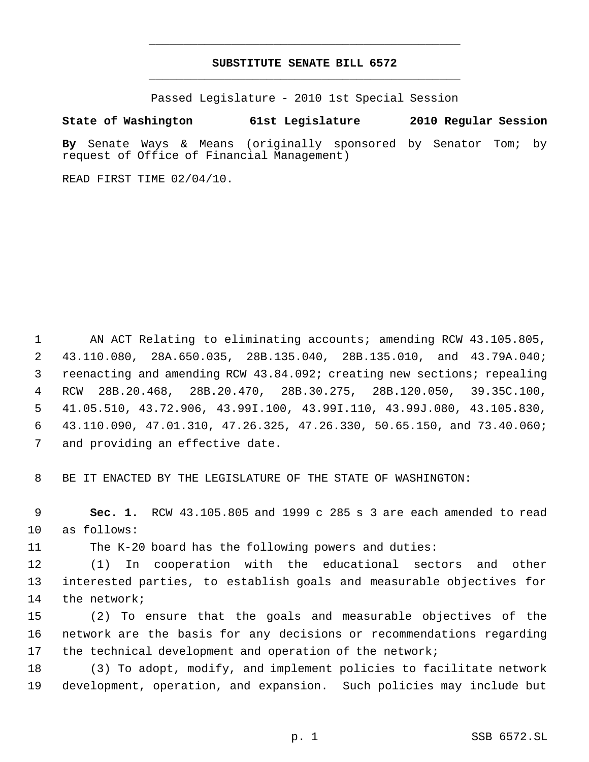# SUBSTITUTE SENATE BILL 6572

Passed Legislature - 2010 1st Special Session

**State of Washington 61st Legislature 2010 Regular Session**

**By** Senate Ways & Means (originally sponsored by Senator Tom; by request of Office of Financial Management)

READ FIRST TIME 02/04/10.

AN ACT Relating to eliminating accounts; amending RCW 43.105.805, 43.110.080, 28A.650.035, 28B.135.040, 28B.135.010, and 43.79A.040; reenacting and amending RCW 43.84.092; creating new sections; repealing RCW 28B.20.468, 28B.20.470, 28B.30.275, 28B.120.050, 39.35C.100, 41.05.510, 43.72.906, 43.99I.100, 43.99I.110, 43.99J.080, 43.105.830, 43.110.090, 47.01.310, 47.26.325, 47.26.330, 50.65.150, and 73.40.060; and providing an effective date.

BE IT ENACTED BY THE LEGISLATURE OF THE STATE OF WASHINGTON:

**Sec. 1.** RCW 43.105.805 and 1999 c 285 s 3 are each amended to read as follows:

The K-20 board has the following powers and duties:

(1) In cooperation with the educational sectors and other interested parties, to establish goals and measurable objectives for the network;

(2) To ensure that the goals and measurable objectives of the network are the basis for any decisions or recommendations regarding the technical development and operation of the network;

(3) To adopt, modify, and implement policies to facilitate network development, operation, and expansion. Such policies may include but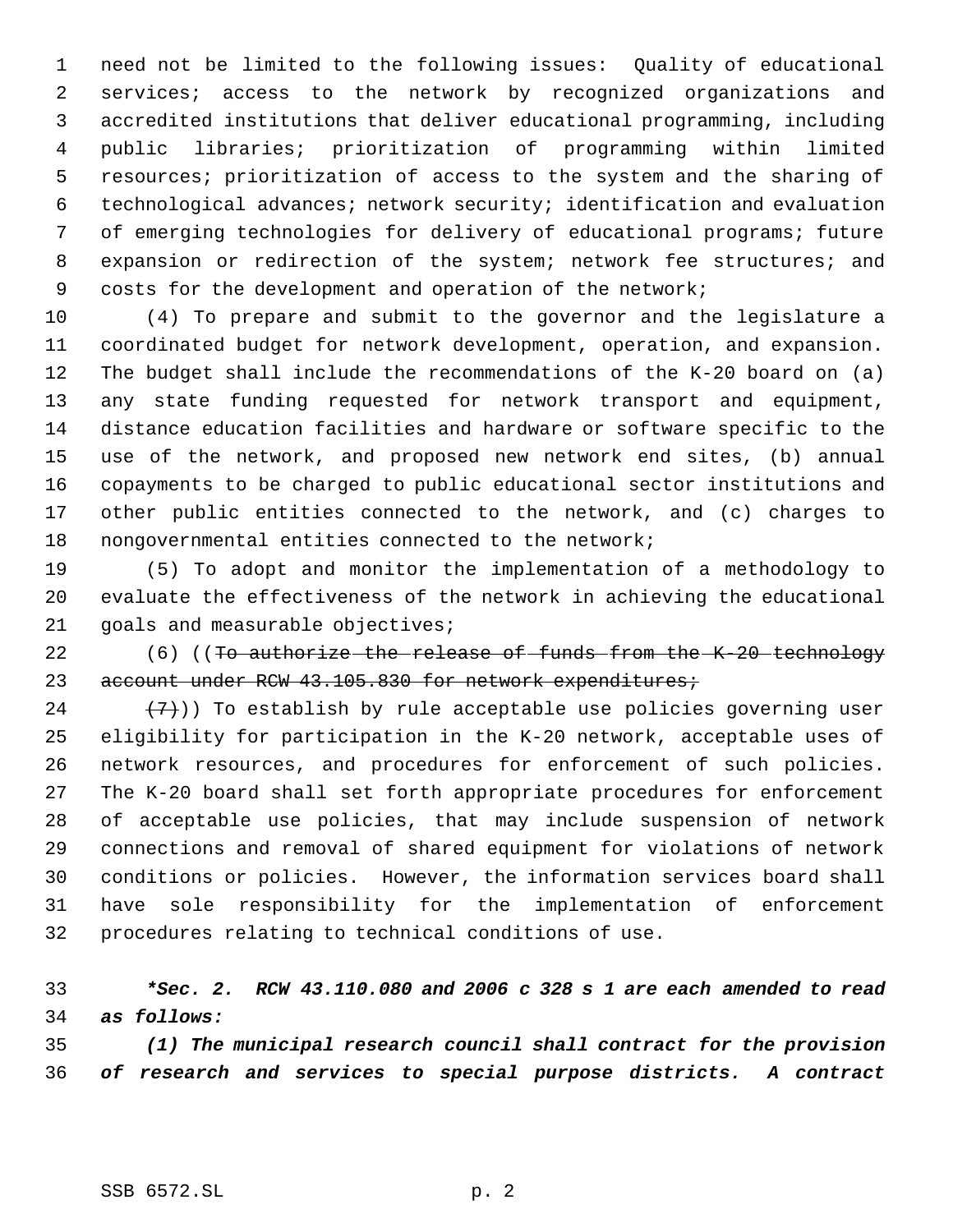need not be limited to the following issues: Quality of educational services; access to the network by recognized organizations and accredited institutions that deliver educational programming, including public libraries; prioritization of programming within limited resources; prioritization of access to the system and the sharing of technological advances; network security; identification and evaluation of emerging technologies for delivery of educational programs; future expansion or redirection of the system; network fee structures; and costs for the development and operation of the network;

(4) To prepare and submit to the governor and the legislature a coordinated budget for network development, operation, and expansion. The budget shall include the recommendations of the K-20 board on (a) any state funding requested for network transport and equipment, distance education facilities and hardware or software specific to the use of the network, and proposed new network end sites, (b) annual copayments to be charged to public educational sector institutions and other public entities connected to the network, and (c) charges to nongovernmental entities connected to the network;

(5) To adopt and monitor the implementation of a methodology to evaluate the effectiveness of the network in achieving the educational goals and measurable objectives;

(6) ((~~To authorize the release of funds from the K-20 technology account under RCW 43.105.830 for network expenditures;~~

~~(7)~~)) To establish by rule acceptable use policies governing user eligibility for participation in the K-20 network, acceptable uses of network resources, and procedures for enforcement of such policies. The K-20 board shall set forth appropriate procedures for enforcement of acceptable use policies, that may include suspension of network connections and removal of shared equipment for violations of network conditions or policies. However, the information services board shall have sole responsibility for the implementation of enforcement procedures relating to technical conditions of use.

***Sec. 2. RCW 43.110.080 and 2006 c 328 s 1 are each amended to read as follows:***

***(1) The municipal research council shall contract for the provision of research and services to special purpose districts. A contract***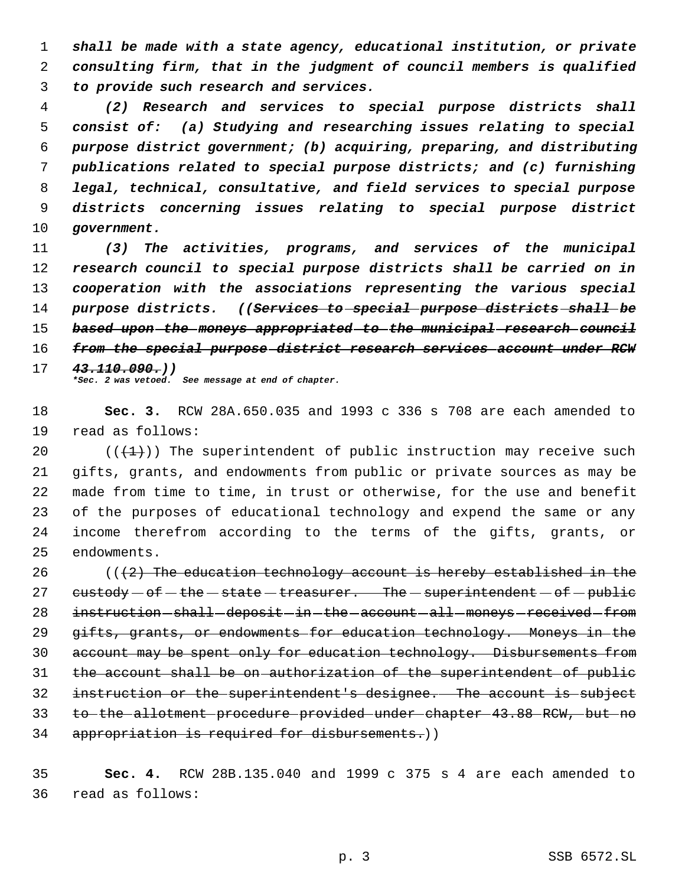*shall be made with a state agency, educational institution, or private consulting firm, that in the judgment of council members is qualified to provide such research and services.*

*(2) Research and services to special purpose districts shall consist of: (a) Studying and researching issues relating to special purpose district government; (b) acquiring, preparing, and distributing publications related to special purpose districts; and (c) furnishing legal, technical, consultative, and field services to special purpose districts concerning issues relating to special purpose district government.*

*(3) The activities, programs, and services of the municipal research council to special purpose districts shall be carried on in cooperation with the associations representing the various special purpose districts. ((~~Services to special purpose districts shall be based upon the moneys appropriated to the municipal research council from the special purpose district research services account under RCW 43.110.090.~~))*

***Sec. 2 was vetoed. See message at end of chapter.***

**Sec. 3.** RCW 28A.650.035 and 1993 c 336 s 708 are each amended to read as follows:

((~~(1)~~)) The superintendent of public instruction may receive such gifts, grants, and endowments from public or private sources as may be made from time to time, in trust or otherwise, for the use and benefit of the purposes of educational technology and expend the same or any income therefrom according to the terms of the gifts, grants, or endowments.

((~~(2) The education technology account is hereby established in the custody of the state treasurer. The superintendent of public instruction shall deposit in the account all moneys received from gifts, grants, or endowments for education technology. Moneys in the account may be spent only for education technology. Disbursements from the account shall be on authorization of the superintendent of public instruction or the superintendent's designee. The account is subject to the allotment procedure provided under chapter 43.88 RCW, but no appropriation is required for disbursements.~~))

**Sec. 4.** RCW 28B.135.040 and 1999 c 375 s 4 are each amended to read as follows: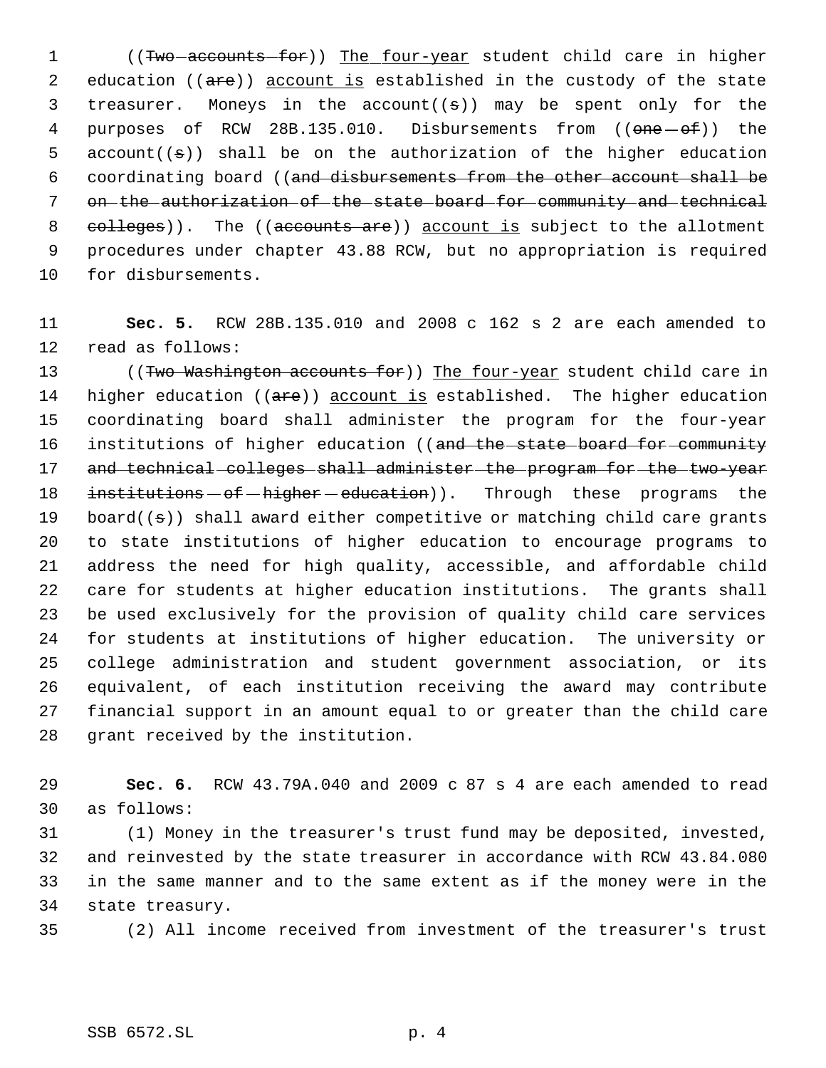((~~Two accounts for~~)) The four-year student child care in higher education ((~~are~~)) account is established in the custody of the state treasurer. Moneys in the account((~~s~~)) may be spent only for the purposes of RCW 28B.135.010. Disbursements from ((~~one of~~)) the account((~~s~~)) shall be on the authorization of the higher education coordinating board ((~~and disbursements from the other account shall be on the authorization of the state board for community and technical colleges~~)). The ((~~accounts are~~)) account is subject to the allotment procedures under chapter 43.88 RCW, but no appropriation is required for disbursements.

**Sec. 5.** RCW 28B.135.010 and 2008 c 162 s 2 are each amended to read as follows:

((~~Two Washington accounts for~~)) The four-year student child care in higher education ((~~are~~)) account is established. The higher education coordinating board shall administer the program for the four-year institutions of higher education ((~~and the state board for community and technical colleges shall administer the program for the two-year institutions of higher education~~)). Through these programs the board((~~s~~)) shall award either competitive or matching child care grants to state institutions of higher education to encourage programs to address the need for high quality, accessible, and affordable child care for students at higher education institutions. The grants shall be used exclusively for the provision of quality child care services for students at institutions of higher education. The university or college administration and student government association, or its equivalent, of each institution receiving the award may contribute financial support in an amount equal to or greater than the child care grant received by the institution.

**Sec. 6.** RCW 43.79A.040 and 2009 c 87 s 4 are each amended to read as follows:

(1) Money in the treasurer's trust fund may be deposited, invested, and reinvested by the state treasurer in accordance with RCW 43.84.080 in the same manner and to the same extent as if the money were in the state treasury.

(2) All income received from investment of the treasurer's trust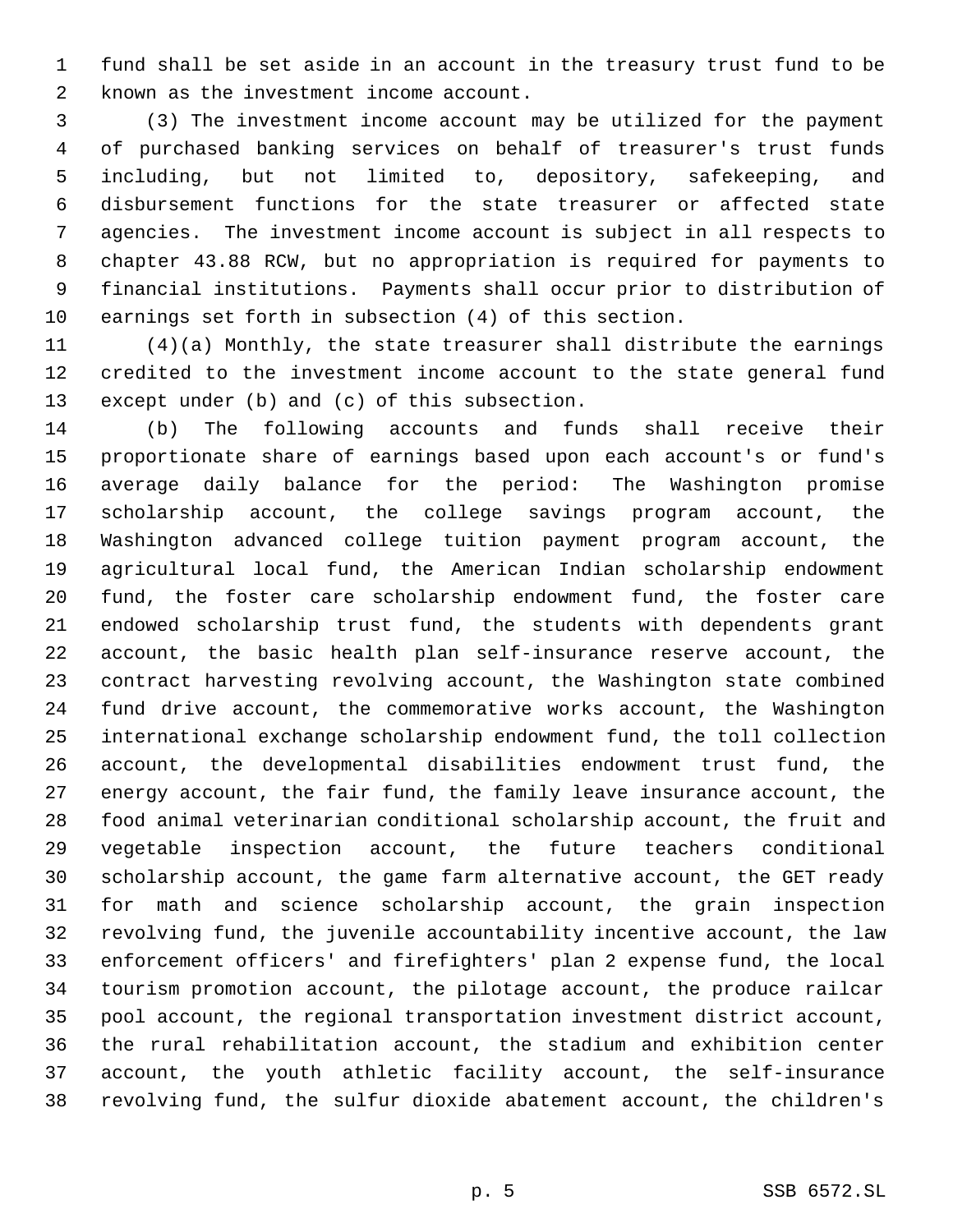fund shall be set aside in an account in the treasury trust fund to be known as the investment income account.

(3) The investment income account may be utilized for the payment of purchased banking services on behalf of treasurer's trust funds including, but not limited to, depository, safekeeping, and disbursement functions for the state treasurer or affected state agencies. The investment income account is subject in all respects to chapter 43.88 RCW, but no appropriation is required for payments to financial institutions. Payments shall occur prior to distribution of earnings set forth in subsection (4) of this section.

(4)(a) Monthly, the state treasurer shall distribute the earnings credited to the investment income account to the state general fund except under (b) and (c) of this subsection.

(b) The following accounts and funds shall receive their proportionate share of earnings based upon each account's or fund's average daily balance for the period: The Washington promise scholarship account, the college savings program account, the Washington advanced college tuition payment program account, the agricultural local fund, the American Indian scholarship endowment fund, the foster care scholarship endowment fund, the foster care endowed scholarship trust fund, the students with dependents grant account, the basic health plan self-insurance reserve account, the contract harvesting revolving account, the Washington state combined fund drive account, the commemorative works account, the Washington international exchange scholarship endowment fund, the toll collection account, the developmental disabilities endowment trust fund, the energy account, the fair fund, the family leave insurance account, the food animal veterinarian conditional scholarship account, the fruit and vegetable inspection account, the future teachers conditional scholarship account, the game farm alternative account, the GET ready for math and science scholarship account, the grain inspection revolving fund, the juvenile accountability incentive account, the law enforcement officers' and firefighters' plan 2 expense fund, the local tourism promotion account, the pilotage account, the produce railcar pool account, the regional transportation investment district account, the rural rehabilitation account, the stadium and exhibition center account, the youth athletic facility account, the self-insurance revolving fund, the sulfur dioxide abatement account, the children's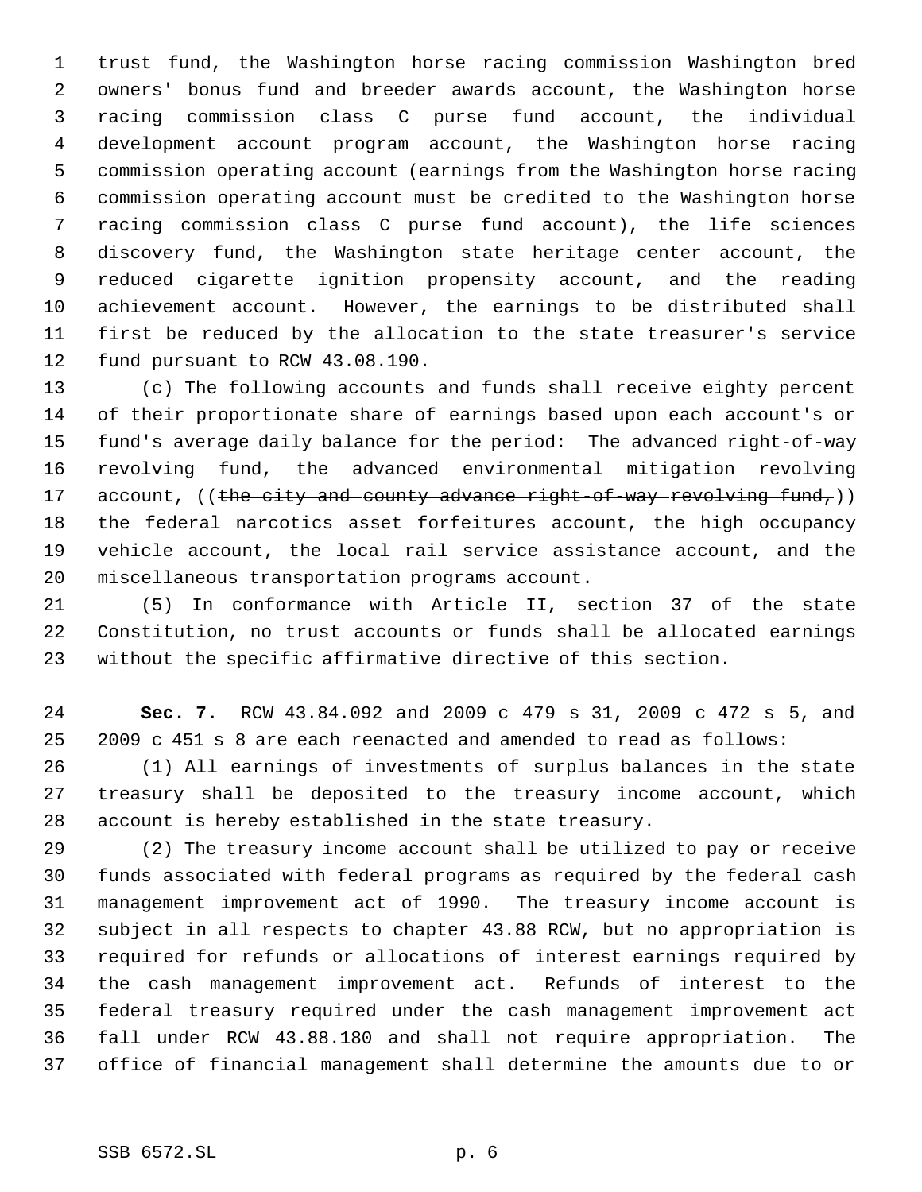trust fund, the Washington horse racing commission Washington bred owners' bonus fund and breeder awards account, the Washington horse racing commission class C purse fund account, the individual development account program account, the Washington horse racing commission operating account (earnings from the Washington horse racing commission operating account must be credited to the Washington horse racing commission class C purse fund account), the life sciences discovery fund, the Washington state heritage center account, the reduced cigarette ignition propensity account, and the reading achievement account. However, the earnings to be distributed shall first be reduced by the allocation to the state treasurer's service fund pursuant to RCW 43.08.190.

(c) The following accounts and funds shall receive eighty percent of their proportionate share of earnings based upon each account's or fund's average daily balance for the period: The advanced right-of-way revolving fund, the advanced environmental mitigation revolving account, ((~~the city and county advance right-of-way revolving fund,~~)) the federal narcotics asset forfeitures account, the high occupancy vehicle account, the local rail service assistance account, and the miscellaneous transportation programs account.

(5) In conformance with Article II, section 37 of the state Constitution, no trust accounts or funds shall be allocated earnings without the specific affirmative directive of this section.

**Sec. 7.** RCW 43.84.092 and 2009 c 479 s 31, 2009 c 472 s 5, and 2009 c 451 s 8 are each reenacted and amended to read as follows:

(1) All earnings of investments of surplus balances in the state treasury shall be deposited to the treasury income account, which account is hereby established in the state treasury.

(2) The treasury income account shall be utilized to pay or receive funds associated with federal programs as required by the federal cash management improvement act of 1990. The treasury income account is subject in all respects to chapter 43.88 RCW, but no appropriation is required for refunds or allocations of interest earnings required by the cash management improvement act. Refunds of interest to the federal treasury required under the cash management improvement act fall under RCW 43.88.180 and shall not require appropriation. The office of financial management shall determine the amounts due to or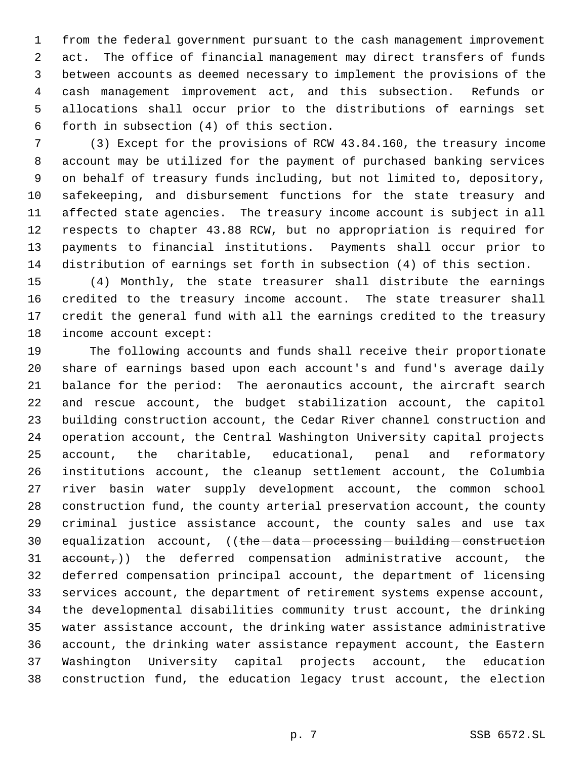from the federal government pursuant to the cash management improvement act. The office of financial management may direct transfers of funds between accounts as deemed necessary to implement the provisions of the cash management improvement act, and this subsection. Refunds or allocations shall occur prior to the distributions of earnings set forth in subsection (4) of this section.

(3) Except for the provisions of RCW 43.84.160, the treasury income account may be utilized for the payment of purchased banking services on behalf of treasury funds including, but not limited to, depository, safekeeping, and disbursement functions for the state treasury and affected state agencies. The treasury income account is subject in all respects to chapter 43.88 RCW, but no appropriation is required for payments to financial institutions. Payments shall occur prior to distribution of earnings set forth in subsection (4) of this section.

(4) Monthly, the state treasurer shall distribute the earnings credited to the treasury income account. The state treasurer shall credit the general fund with all the earnings credited to the treasury income account except:

The following accounts and funds shall receive their proportionate share of earnings based upon each account's and fund's average daily balance for the period: The aeronautics account, the aircraft search and rescue account, the budget stabilization account, the capitol building construction account, the Cedar River channel construction and operation account, the Central Washington University capital projects account, the charitable, educational, penal and reformatory institutions account, the cleanup settlement account, the Columbia river basin water supply development account, the common school construction fund, the county arterial preservation account, the county criminal justice assistance account, the county sales and use tax equalization account, ((~~the data processing building construction account,~~)) the deferred compensation administrative account, the deferred compensation principal account, the department of licensing services account, the department of retirement systems expense account, the developmental disabilities community trust account, the drinking water assistance account, the drinking water assistance administrative account, the drinking water assistance repayment account, the Eastern Washington University capital projects account, the education construction fund, the education legacy trust account, the election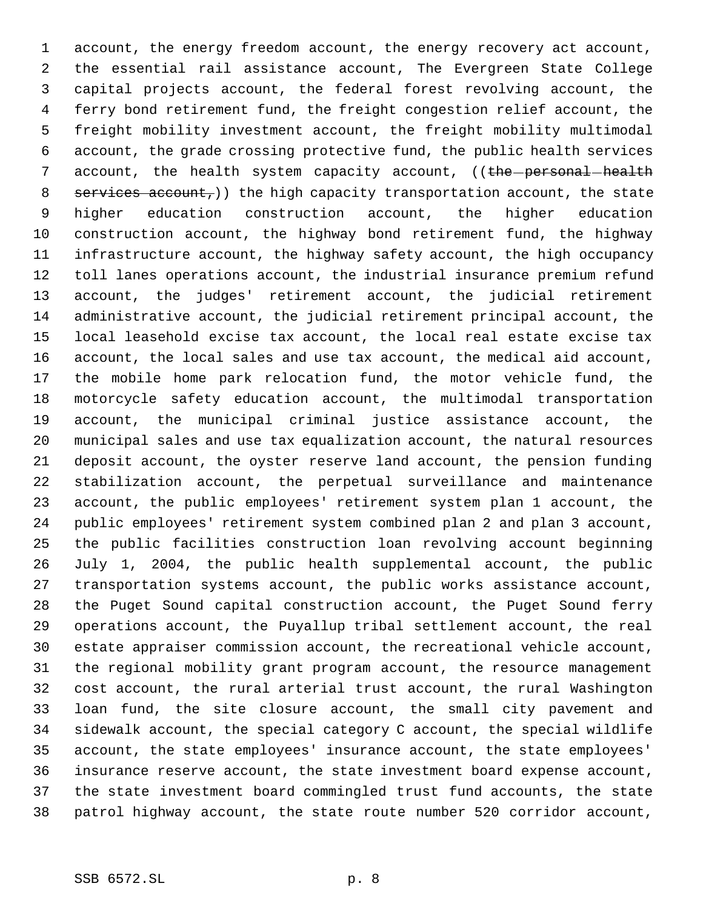account, the energy freedom account, the energy recovery act account, the essential rail assistance account, The Evergreen State College capital projects account, the federal forest revolving account, the ferry bond retirement fund, the freight congestion relief account, the freight mobility investment account, the freight mobility multimodal account, the grade crossing protective fund, the public health services account, the health system capacity account, ((~~the personal health services account,~~)) the high capacity transportation account, the state higher education construction account, the higher education construction account, the highway bond retirement fund, the highway infrastructure account, the highway safety account, the high occupancy toll lanes operations account, the industrial insurance premium refund account, the judges' retirement account, the judicial retirement administrative account, the judicial retirement principal account, the local leasehold excise tax account, the local real estate excise tax account, the local sales and use tax account, the medical aid account, the mobile home park relocation fund, the motor vehicle fund, the motorcycle safety education account, the multimodal transportation account, the municipal criminal justice assistance account, the municipal sales and use tax equalization account, the natural resources deposit account, the oyster reserve land account, the pension funding stabilization account, the perpetual surveillance and maintenance account, the public employees' retirement system plan 1 account, the public employees' retirement system combined plan 2 and plan 3 account, the public facilities construction loan revolving account beginning July 1, 2004, the public health supplemental account, the public transportation systems account, the public works assistance account, the Puget Sound capital construction account, the Puget Sound ferry operations account, the Puyallup tribal settlement account, the real estate appraiser commission account, the recreational vehicle account, the regional mobility grant program account, the resource management cost account, the rural arterial trust account, the rural Washington loan fund, the site closure account, the small city pavement and sidewalk account, the special category C account, the special wildlife account, the state employees' insurance account, the state employees' insurance reserve account, the state investment board expense account, the state investment board commingled trust fund accounts, the state patrol highway account, the state route number 520 corridor account,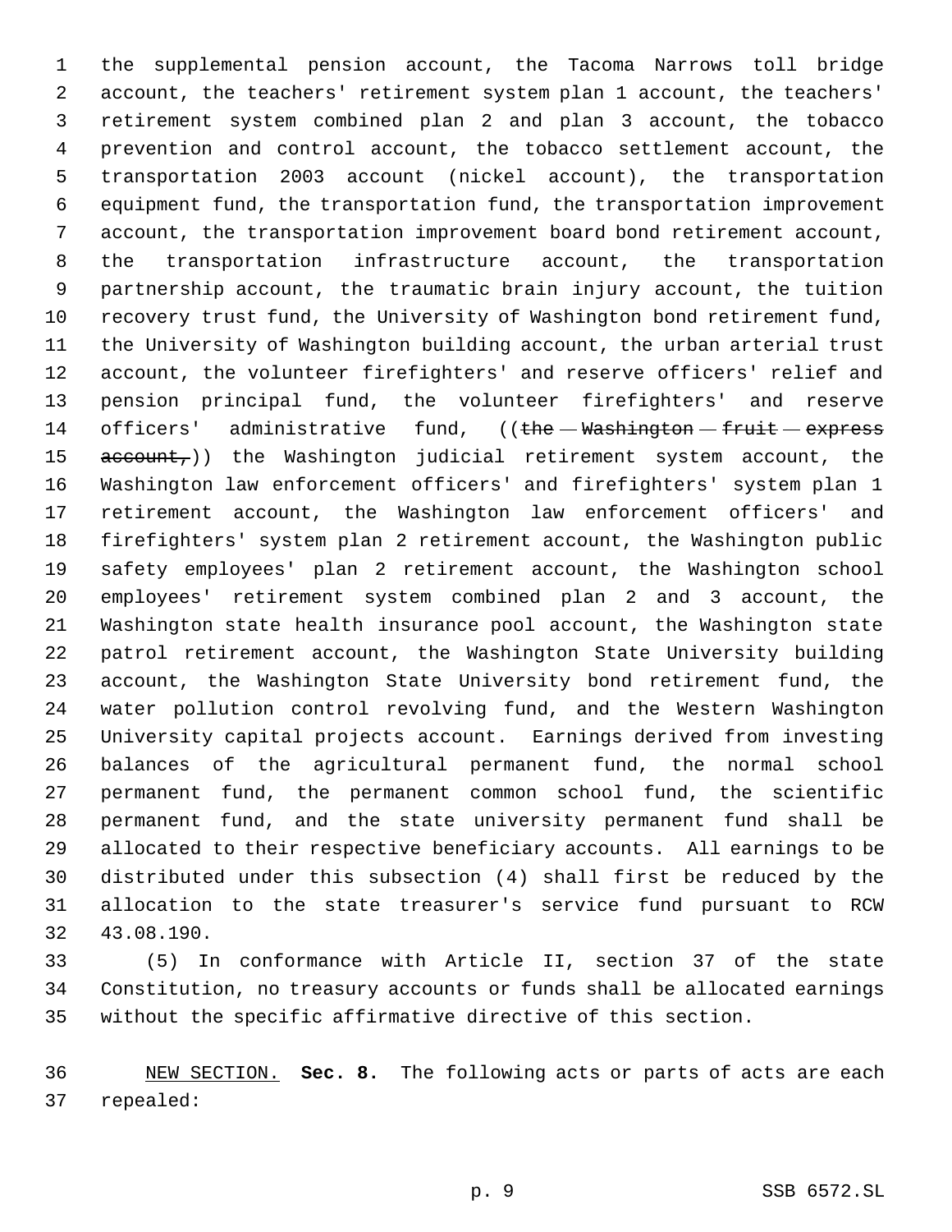the supplemental pension account, the Tacoma Narrows toll bridge account, the teachers' retirement system plan 1 account, the teachers' retirement system combined plan 2 and plan 3 account, the tobacco prevention and control account, the tobacco settlement account, the transportation 2003 account (nickel account), the transportation equipment fund, the transportation fund, the transportation improvement account, the transportation improvement board bond retirement account, the transportation infrastructure account, the transportation partnership account, the traumatic brain injury account, the tuition recovery trust fund, the University of Washington bond retirement fund, the University of Washington building account, the urban arterial trust account, the volunteer firefighters' and reserve officers' relief and pension principal fund, the volunteer firefighters' and reserve officers' administrative fund, ((~~the Washington fruit express account,~~)) the Washington judicial retirement system account, the Washington law enforcement officers' and firefighters' system plan 1 retirement account, the Washington law enforcement officers' and firefighters' system plan 2 retirement account, the Washington public safety employees' plan 2 retirement account, the Washington school employees' retirement system combined plan 2 and 3 account, the Washington state health insurance pool account, the Washington state patrol retirement account, the Washington State University building account, the Washington State University bond retirement fund, the water pollution control revolving fund, and the Western Washington University capital projects account. Earnings derived from investing balances of the agricultural permanent fund, the normal school permanent fund, the permanent common school fund, the scientific permanent fund, and the state university permanent fund shall be allocated to their respective beneficiary accounts. All earnings to be distributed under this subsection (4) shall first be reduced by the allocation to the state treasurer's service fund pursuant to RCW 43.08.190.

(5) In conformance with Article II, section 37 of the state Constitution, no treasury accounts or funds shall be allocated earnings without the specific affirmative directive of this section.

NEW SECTION. **Sec. 8.** The following acts or parts of acts are each repealed: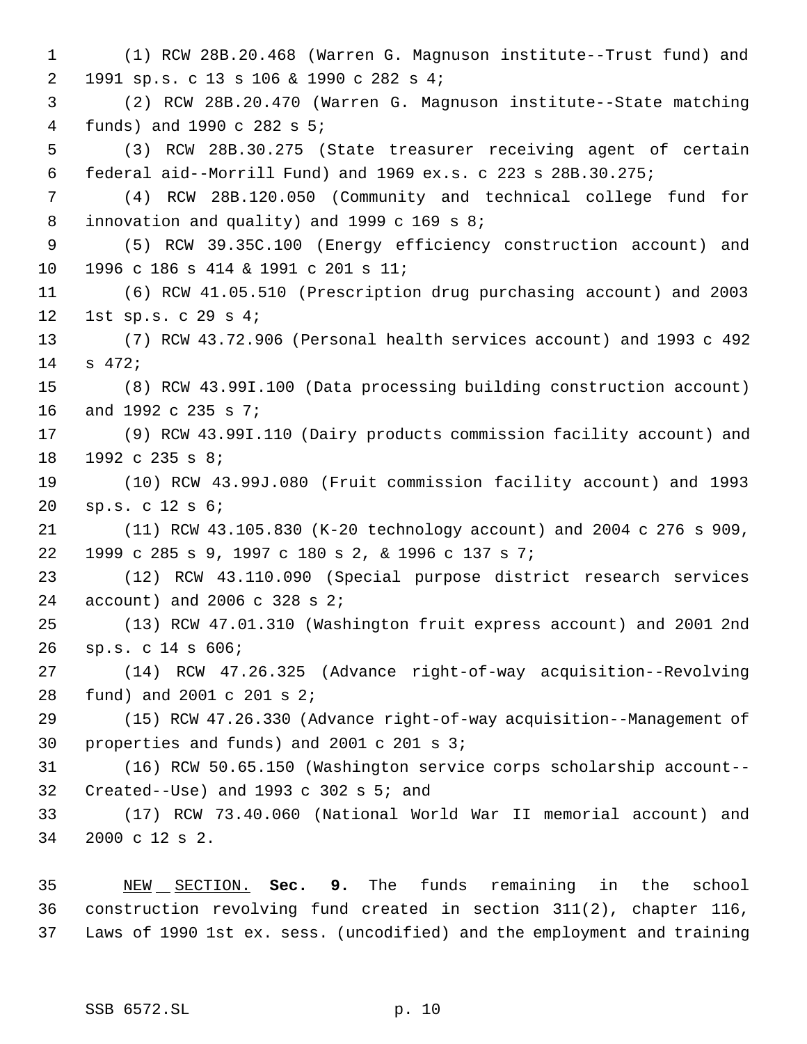(1) RCW 28B.20.468 (Warren G. Magnuson institute--Trust fund) and 1991 sp.s. c 13 s 106 & 1990 c 282 s 4;

(2) RCW 28B.20.470 (Warren G. Magnuson institute--State matching funds) and 1990 c 282 s 5;

(3) RCW 28B.30.275 (State treasurer receiving agent of certain federal aid--Morrill Fund) and 1969 ex.s. c 223 s 28B.30.275;

(4) RCW 28B.120.050 (Community and technical college fund for innovation and quality) and 1999 c 169 s 8;

(5) RCW 39.35C.100 (Energy efficiency construction account) and 1996 c 186 s 414 & 1991 c 201 s 11;

(6) RCW 41.05.510 (Prescription drug purchasing account) and 2003 1st sp.s. c 29 s 4;

(7) RCW 43.72.906 (Personal health services account) and 1993 c 492 s 472;

(8) RCW 43.99I.100 (Data processing building construction account) and 1992 c 235 s 7;

(9) RCW 43.99I.110 (Dairy products commission facility account) and 1992 c 235 s 8;

(10) RCW 43.99J.080 (Fruit commission facility account) and 1993 sp.s. c 12 s 6;

(11) RCW 43.105.830 (K-20 technology account) and 2004 c 276 s 909, 1999 c 285 s 9, 1997 c 180 s 2, & 1996 c 137 s 7;

(12) RCW 43.110.090 (Special purpose district research services account) and 2006 c 328 s 2;

(13) RCW 47.01.310 (Washington fruit express account) and 2001 2nd sp.s. c 14 s 606;

(14) RCW 47.26.325 (Advance right-of-way acquisition--Revolving fund) and 2001 c 201 s 2;

(15) RCW 47.26.330 (Advance right-of-way acquisition--Management of properties and funds) and 2001 c 201 s 3;

(16) RCW 50.65.150 (Washington service corps scholarship account--Created--Use) and 1993 c 302 s 5; and

(17) RCW 73.40.060 (National World War II memorial account) and 2000 c 12 s 2.

NEW SECTION. **Sec. 9.** The funds remaining in the school construction revolving fund created in section 311(2), chapter 116, Laws of 1990 1st ex. sess. (uncodified) and the employment and training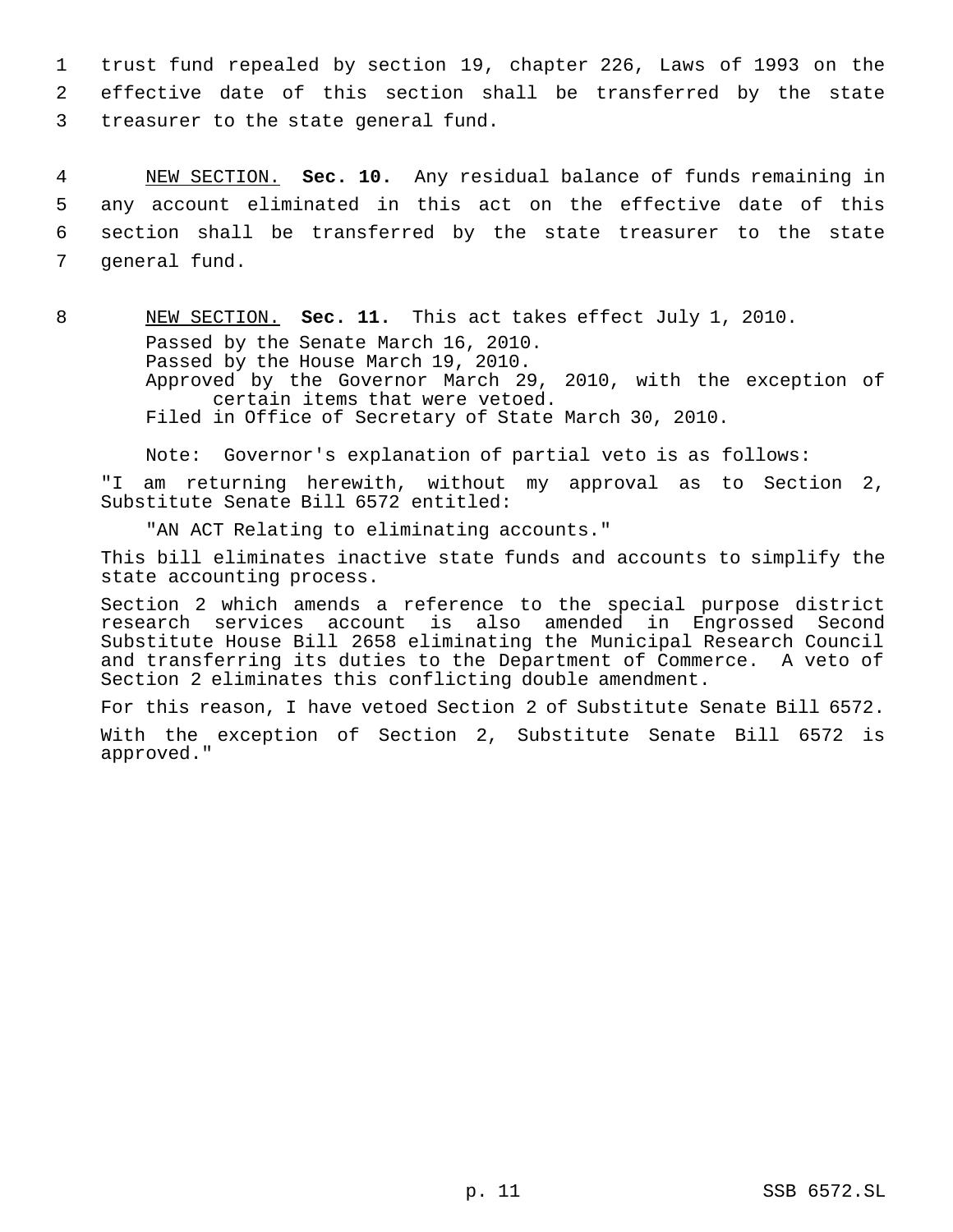trust fund repealed by section 19, chapter 226, Laws of 1993 on the effective date of this section shall be transferred by the state treasurer to the state general fund.

NEW SECTION. **Sec. 10.** Any residual balance of funds remaining in any account eliminated in this act on the effective date of this section shall be transferred by the state treasurer to the state general fund.

NEW SECTION. **Sec. 11.** This act takes effect July 1, 2010.

Passed by the Senate March 16, 2010.
Passed by the House March 19, 2010.
Approved by the Governor March 29, 2010, with the exception of certain items that were vetoed.
Filed in Office of Secretary of State March 30, 2010.

Note: Governor's explanation of partial veto is as follows:

"I am returning herewith, without my approval as to Section 2, Substitute Senate Bill 6572 entitled:

"AN ACT Relating to eliminating accounts."

This bill eliminates inactive state funds and accounts to simplify the state accounting process.

Section 2 which amends a reference to the special purpose district research services account is also amended in Engrossed Second Substitute House Bill 2658 eliminating the Municipal Research Council and transferring its duties to the Department of Commerce. A veto of Section 2 eliminates this conflicting double amendment.

For this reason, I have vetoed Section 2 of Substitute Senate Bill 6572.

With the exception of Section 2, Substitute Senate Bill 6572 is approved."